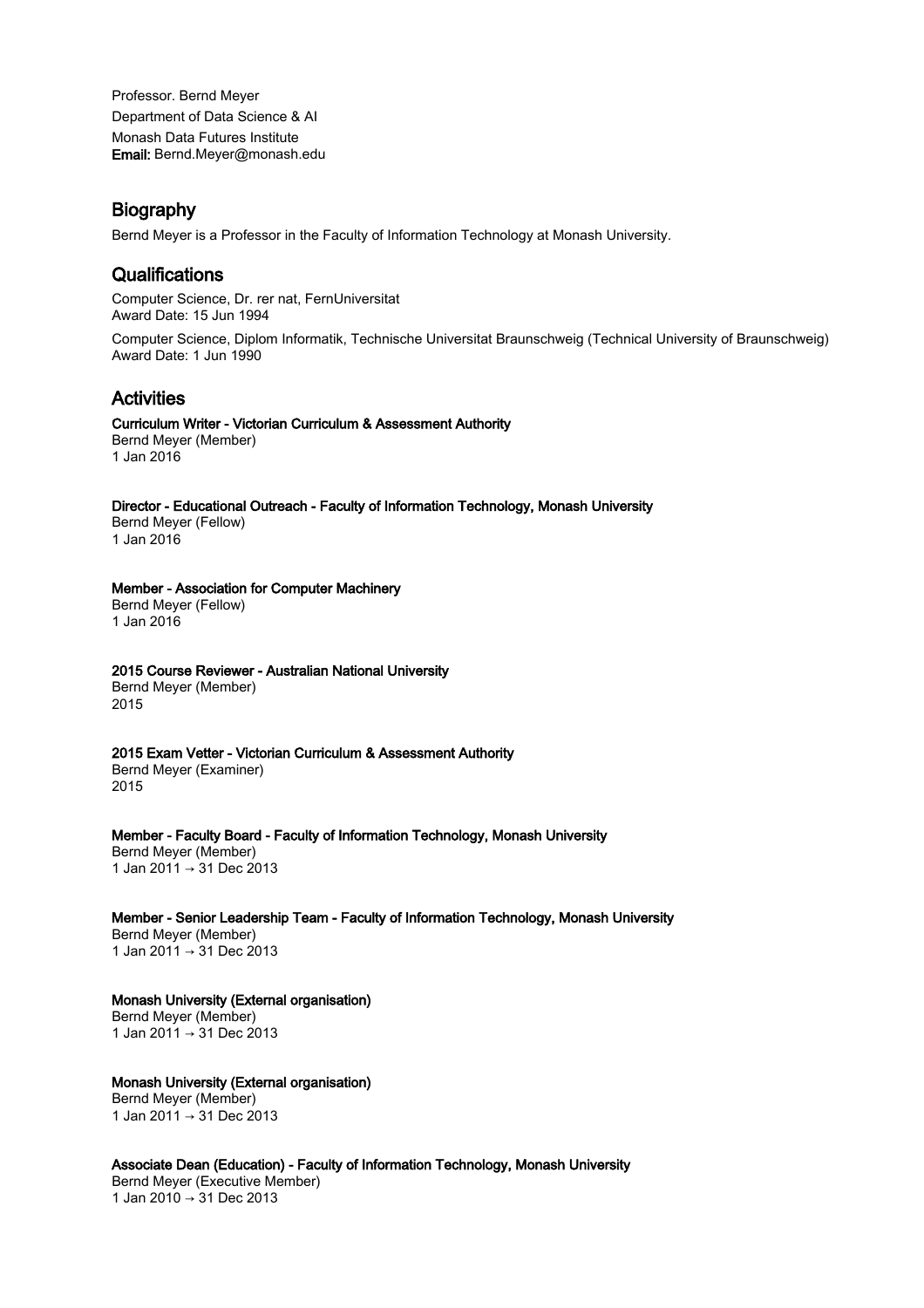Professor. Bernd Meyer
Department of Data Science & AI
Monash Data Futures Institute
**Email:** Bernd.Meyer@monash.edu

## Biography

Bernd Meyer is a Professor in the Faculty of Information Technology at Monash University.

## Qualifications

Computer Science, Dr. rer nat, FernUniversitat
Award Date: 15 Jun 1994

Computer Science, Diplom Informatik, Technische Universitat Braunschweig (Technical University of Braunschweig)
Award Date: 1 Jun 1990

## Activities

**Curriculum Writer - Victorian Curriculum & Assessment Authority**
Bernd Meyer (Member)
1 Jan 2016

**Director - Educational Outreach - Faculty of Information Technology, Monash University**
Bernd Meyer (Fellow)
1 Jan 2016

**Member - Association for Computer Machinery**
Bernd Meyer (Fellow)
1 Jan 2016

**2015 Course Reviewer - Australian National University**
Bernd Meyer (Member)
2015

**2015 Exam Vetter - Victorian Curriculum & Assessment Authority**
Bernd Meyer (Examiner)
2015

**Member - Faculty Board - Faculty of Information Technology, Monash University**
Bernd Meyer (Member)
1 Jan 2011 → 31 Dec 2013

**Member - Senior Leadership Team - Faculty of Information Technology, Monash University**
Bernd Meyer (Member)
1 Jan 2011 → 31 Dec 2013

**Monash University (External organisation)**
Bernd Meyer (Member)
1 Jan 2011 → 31 Dec 2013

**Monash University (External organisation)**
Bernd Meyer (Member)
1 Jan 2011 → 31 Dec 2013

**Associate Dean (Education) - Faculty of Information Technology, Monash University**
Bernd Meyer (Executive Member)
1 Jan 2010 → 31 Dec 2013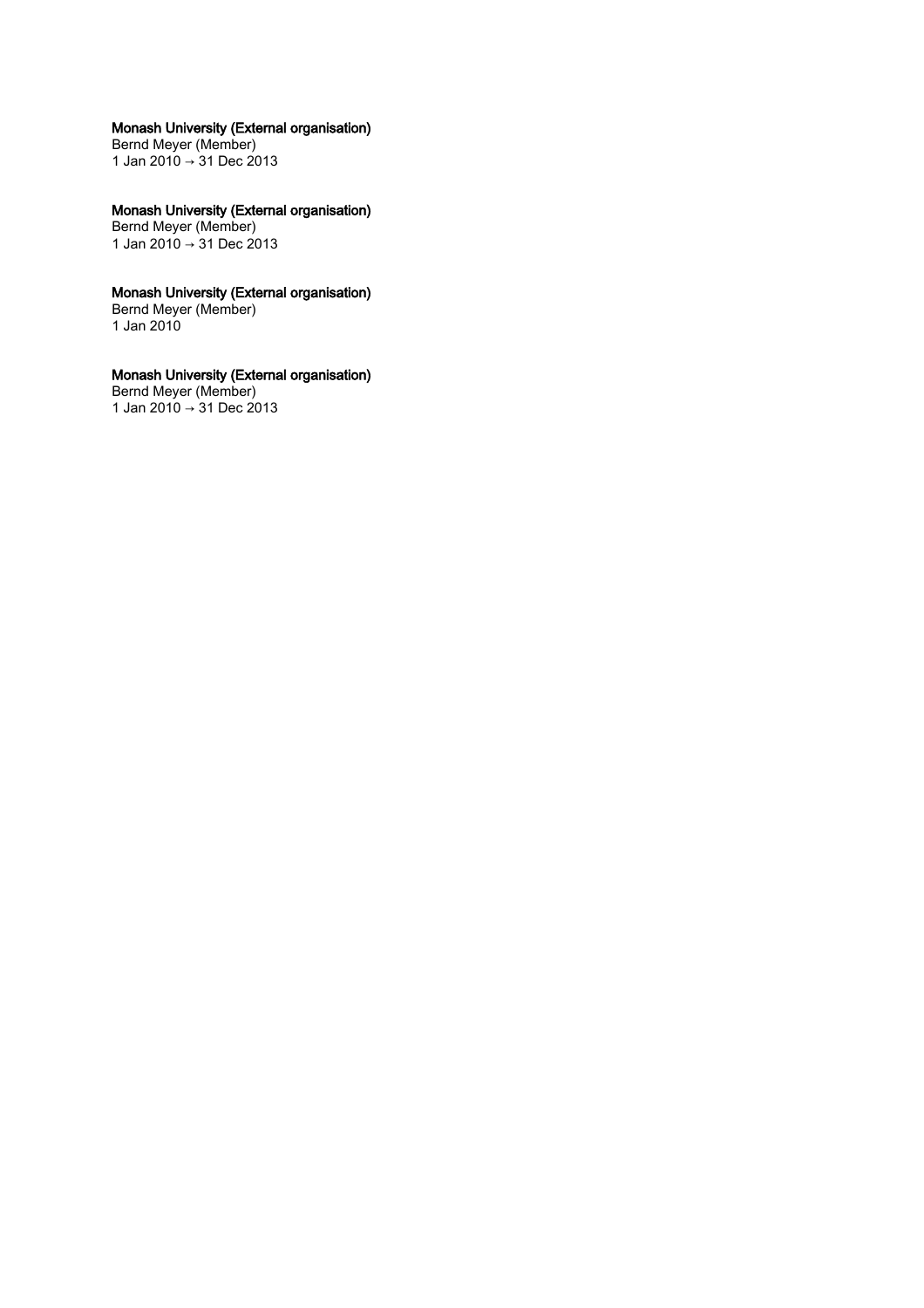**Monash University (External organisation)**
Bernd Meyer (Member)
1 Jan 2010 → 31 Dec 2013

**Monash University (External organisation)**
Bernd Meyer (Member)
1 Jan 2010 → 31 Dec 2013

**Monash University (External organisation)**
Bernd Meyer (Member)
1 Jan 2010

**Monash University (External organisation)**
Bernd Meyer (Member)
1 Jan 2010 → 31 Dec 2013